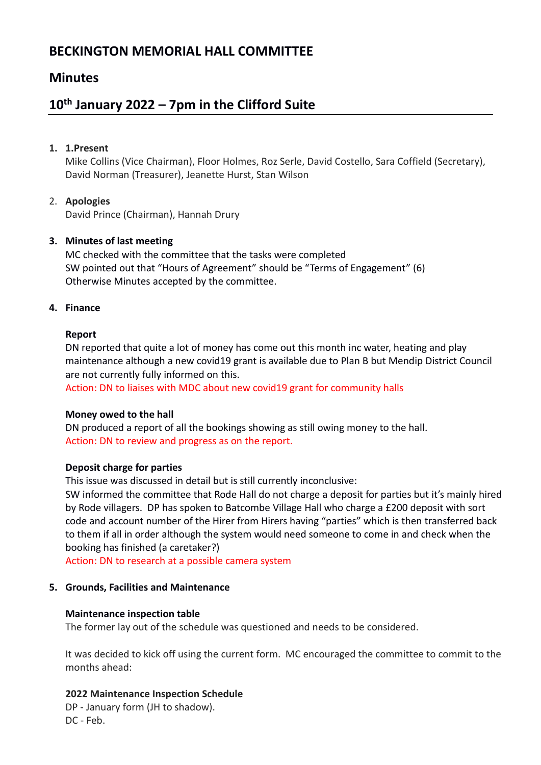# BECKINGTON MEMORIAL HALL COMMITTEE

## Minutes

## 10th January 2022 – 7pm in the Clifford Suite

1. **1.Present**
   Mike Collins (Vice Chairman), Floor Holmes, Roz Serle, David Costello, Sara Coffield (Secretary), David Norman (Treasurer), Jeanette Hurst, Stan Wilson

2. **Apologies**
   David Prince (Chairman), Hannah Drury

3. **Minutes of last meeting**
   MC checked with the committee that the tasks were completed
   SW pointed out that "Hours of Agreement" should be "Terms of Engagement" (6)
   Otherwise Minutes accepted by the committee.

4. **Finance**

   **Report**
   DN reported that quite a lot of money has come out this month inc water, heating and play maintenance although a new covid19 grant is available due to Plan B but Mendip District Council are not currently fully informed on this.
   Action: DN to liaises with MDC about new covid19 grant for community halls

   **Money owed to the hall**
   DN produced a report of all the bookings showing as still owing money to the hall.
   Action: DN to review and progress as on the report.

   **Deposit charge for parties**
   This issue was discussed in detail but is still currently inconclusive:
   SW informed the committee that Rode Hall do not charge a deposit for parties but it's mainly hired by Rode villagers. DP has spoken to Batcombe Village Hall who charge a £200 deposit with sort code and account number of the Hirer from Hirers having "parties" which is then transferred back to them if all in order although the system would need someone to come in and check when the booking has finished (a caretaker?)
   Action: DN to research at a possible camera system

5. **Grounds, Facilities and Maintenance**

   **Maintenance inspection table**
   The former lay out of the schedule was questioned and needs to be considered.

   It was decided to kick off using the current form. MC encouraged the committee to commit to the months ahead:

   **2022 Maintenance Inspection Schedule**
   DP - January form (JH to shadow).
   DC - Feb.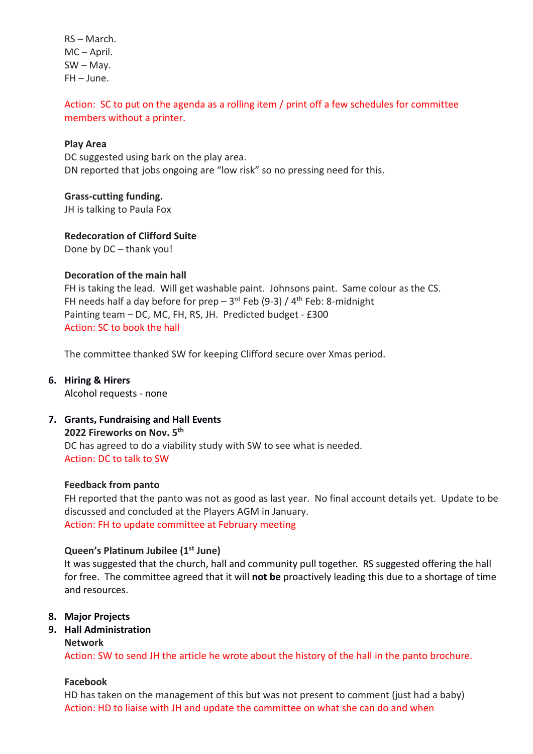RS – March.
MC – April.
SW – May.
FH – June.

Action: SC to put on the agenda as a rolling item / print off a few schedules for committee members without a printer.

**Play Area**
DC suggested using bark on the play area.
DN reported that jobs ongoing are "low risk" so no pressing need for this.

**Grass-cutting funding.**
JH is talking to Paula Fox

**Redecoration of Clifford Suite**
Done by DC – thank you!

**Decoration of the main hall**
FH is taking the lead. Will get washable paint. Johnsons paint. Same colour as the CS.
FH needs half a day before for prep – 3rd Feb (9-3) / 4th Feb: 8-midnight
Painting team – DC, MC, FH, RS, JH. Predicted budget - £300
Action: SC to book the hall

The committee thanked SW for keeping Clifford secure over Xmas period.

6. **Hiring & Hirers**
   Alcohol requests - none

7. **Grants, Fundraising and Hall Events**
   **2022 Fireworks on Nov. 5th**
   DC has agreed to do a viability study with SW to see what is needed.
   Action: DC to talk to SW

   **Feedback from panto**
   FH reported that the panto was not as good as last year. No final account details yet. Update to be discussed and concluded at the Players AGM in January.
   Action: FH to update committee at February meeting

   **Queen's Platinum Jubilee (1st June)**
   It was suggested that the church, hall and community pull together. RS suggested offering the hall for free. The committee agreed that it will **not be** proactively leading this due to a shortage of time and resources.

8. **Major Projects**
9. **Hall Administration**
   **Network**
   Action: SW to send JH the article he wrote about the history of the hall in the panto brochure.

   **Facebook**
   HD has taken on the management of this but was not present to comment (just had a baby)
   Action: HD to liaise with JH and update the committee on what she can do and when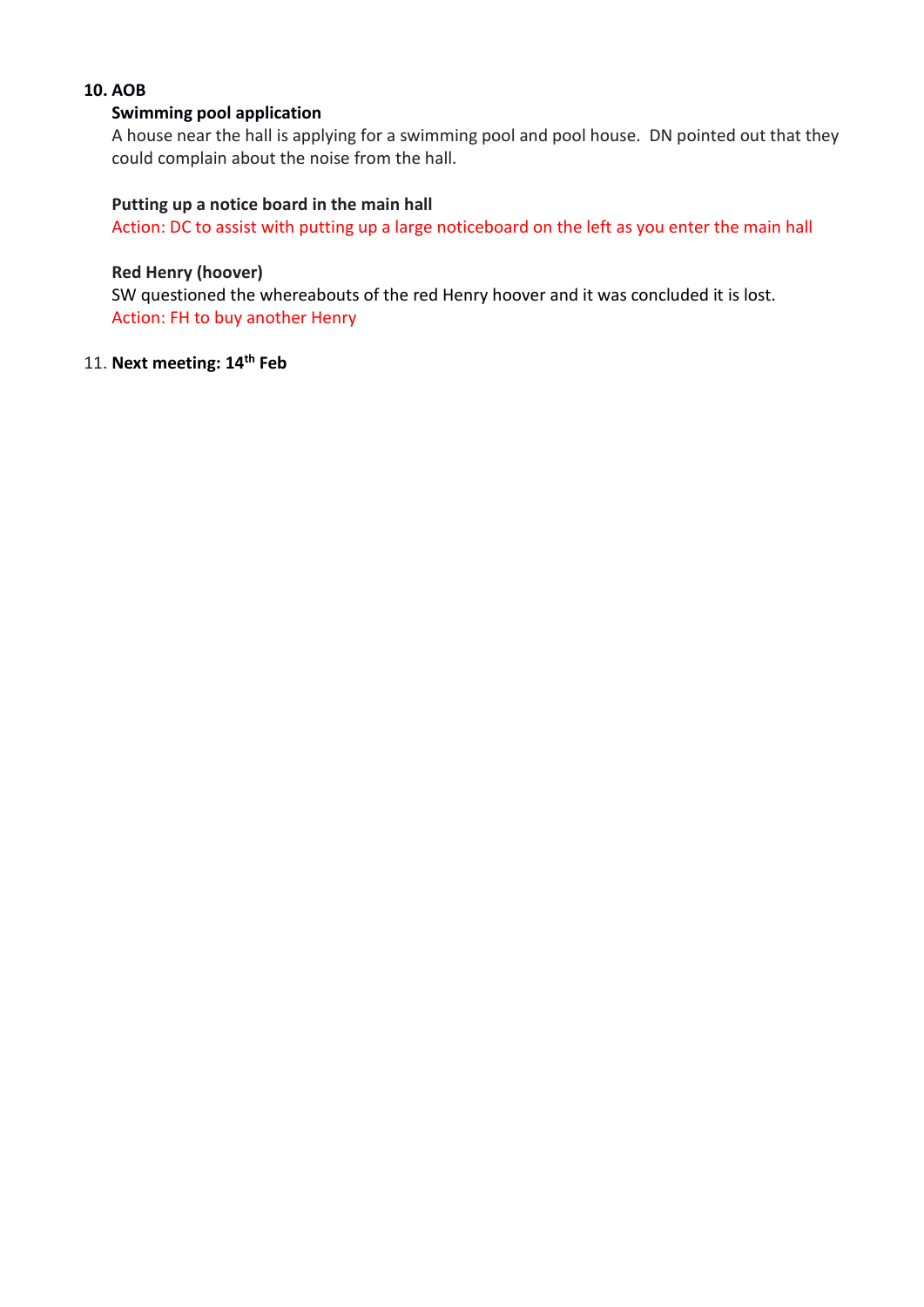**10. AOB**

**Swimming pool application**

A house near the hall is applying for a swimming pool and pool house. DN pointed out that they could complain about the noise from the hall.

**Putting up a notice board in the main hall**

Action: DC to assist with putting up a large noticeboard on the left as you enter the main hall

**Red Henry (hoover)**

SW questioned the whereabouts of the red Henry hoover and it was concluded it is lost.

Action: FH to buy another Henry

11. **Next meeting: 14th Feb**